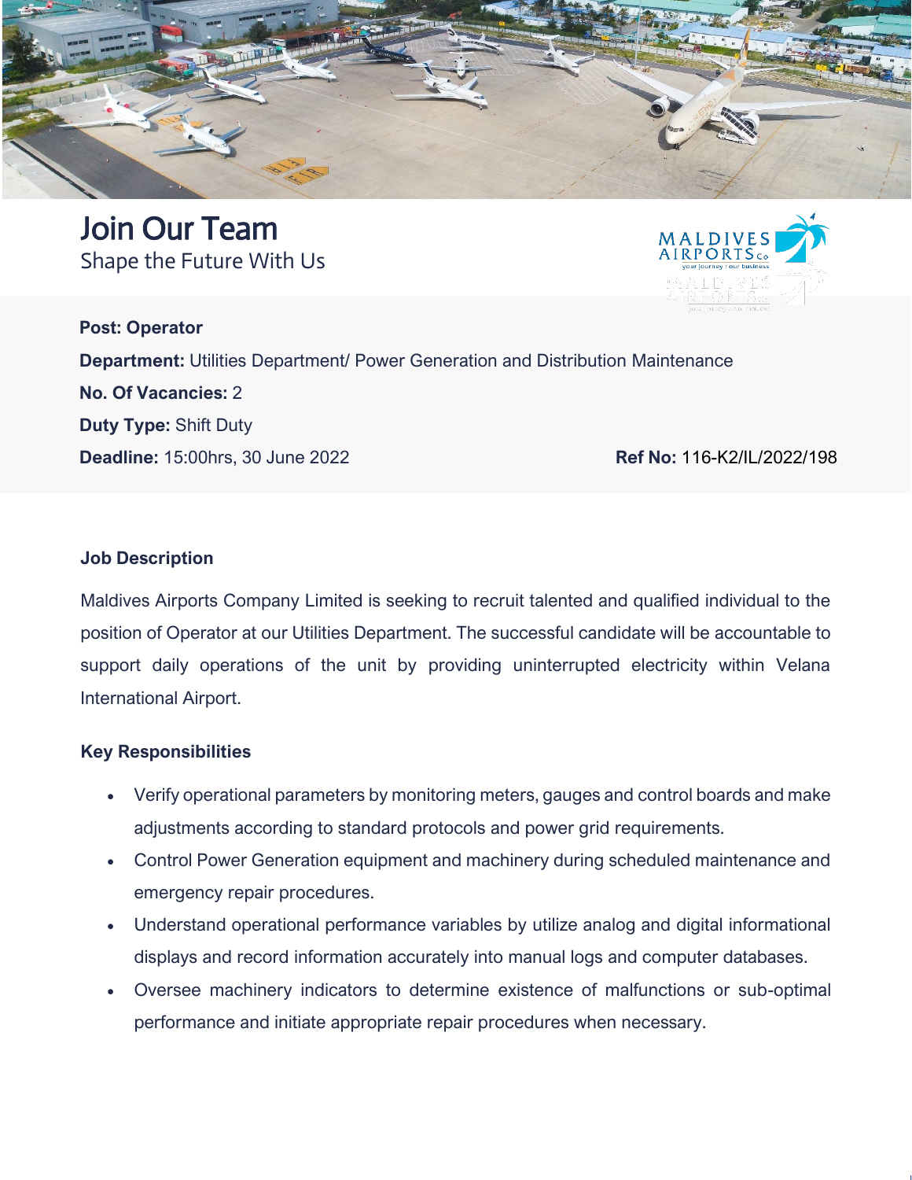# Join Our Team

Shape the Future With Us

**Post: Operator**

**Department:** Utilities Department/ Power Generation and Distribution Maintenance

**No. Of Vacancies:** 2

**Duty Type:** Shift Duty

**Deadline:** 15:00hrs, 30 June 2022

**Ref No:** 116-K2/IL/2022/198

### Job Description

Maldives Airports Company Limited is seeking to recruit talented and qualified individual to the position of Operator at our Utilities Department. The successful candidate will be accountable to support daily operations of the unit by providing uninterrupted electricity within Velana International Airport.

### Key Responsibilities

- Verify operational parameters by monitoring meters, gauges and control boards and make adjustments according to standard protocols and power grid requirements.
- Control Power Generation equipment and machinery during scheduled maintenance and emergency repair procedures.
- Understand operational performance variables by utilize analog and digital informational displays and record information accurately into manual logs and computer databases.
- Oversee machinery indicators to determine existence of malfunctions or sub-optimal performance and initiate appropriate repair procedures when necessary.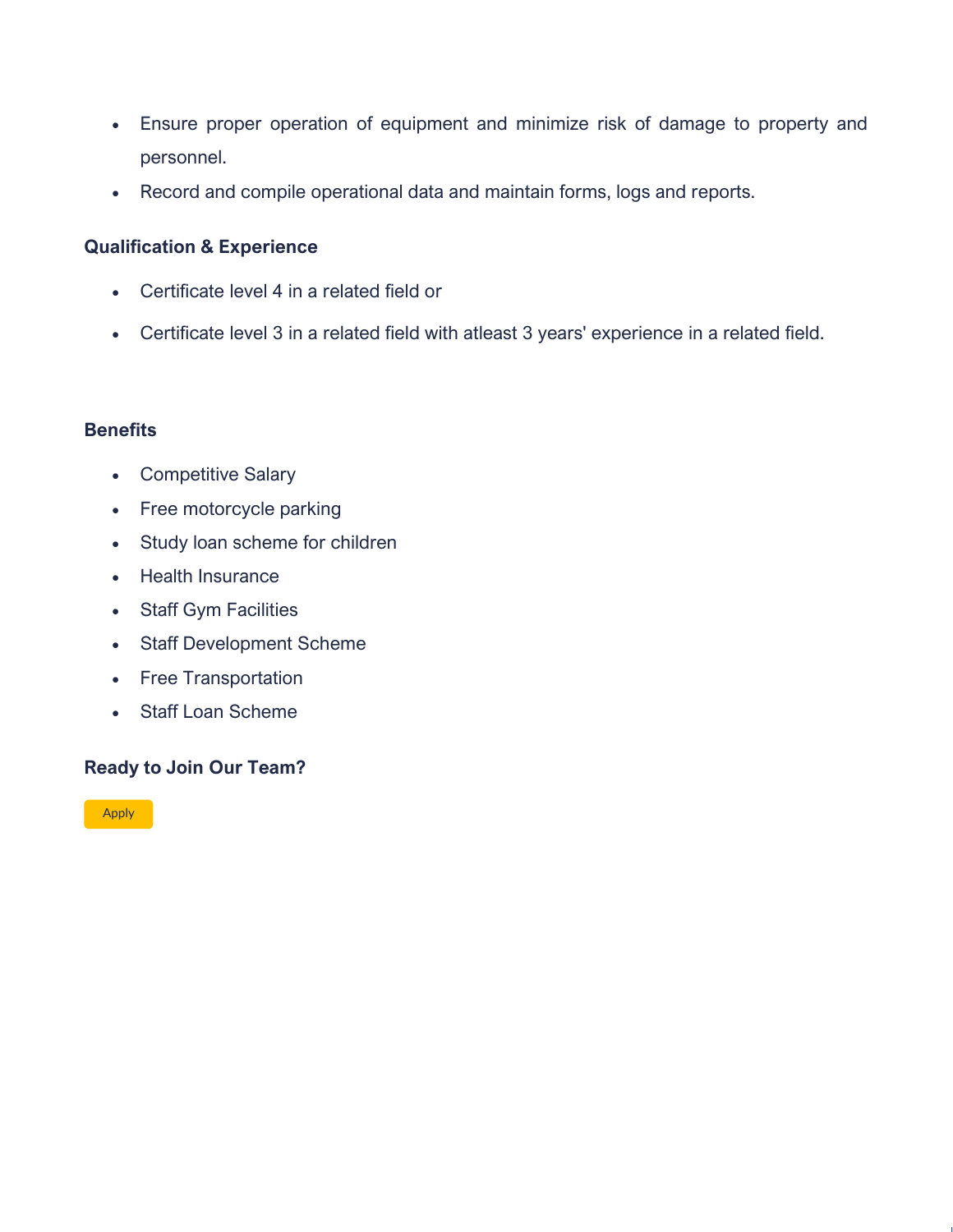- Ensure proper operation of equipment and minimize risk of damage to property and personnel.
- Record and compile operational data and maintain forms, logs and reports.

### Qualification & Experience

- Certificate level 4 in a related field or
- Certificate level 3 in a related field with atleast 3 years' experience in a related field.

### Benefits

- Competitive Salary
- Free motorcycle parking
- Study loan scheme for children
- Health Insurance
- Staff Gym Facilities
- Staff Development Scheme
- Free Transportation
- Staff Loan Scheme

### Ready to Join Our Team?

Apply